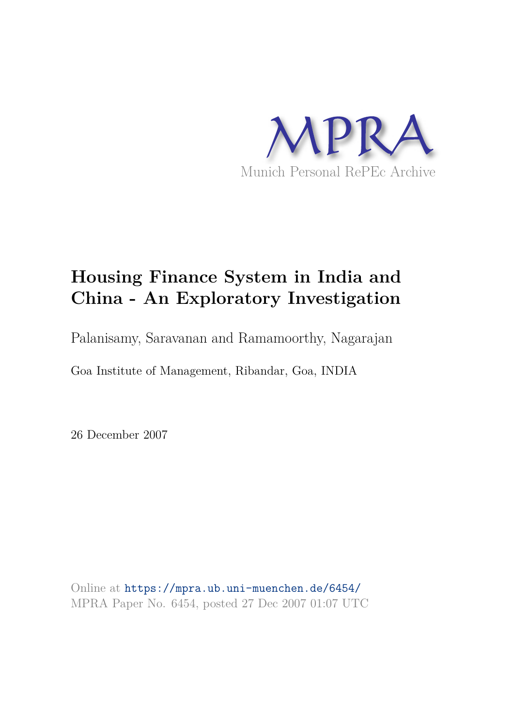MPRA

Munich Personal RePEc Archive

# Housing Finance System in India and China - An Exploratory Investigation

Palanisamy, Saravanan and Ramamoorthy, Nagarajan

Goa Institute of Management, Ribandar, Goa, INDIA

26 December 2007

Online at https://mpra.ub.uni-muenchen.de/6454/
MPRA Paper No. 6454, posted 27 Dec 2007 01:07 UTC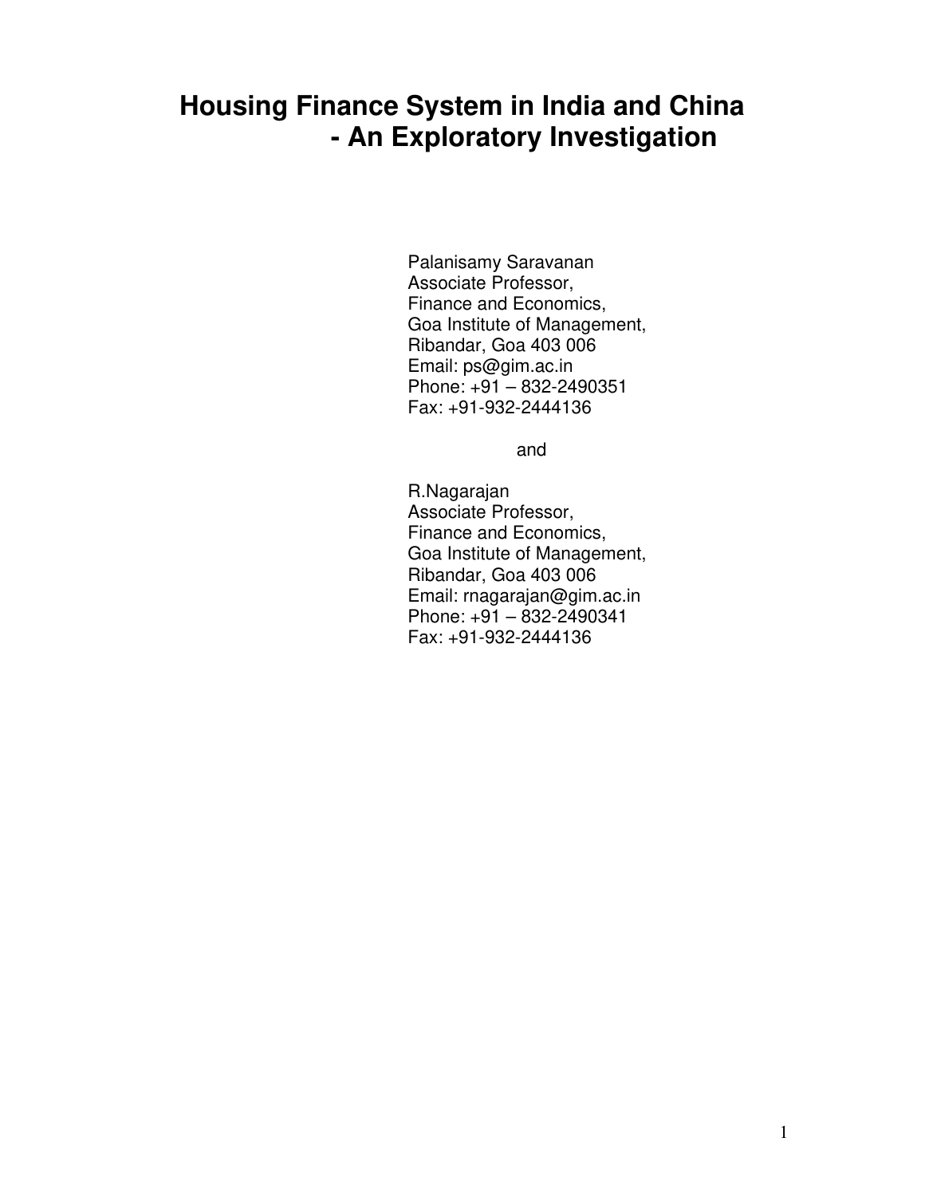# Housing Finance System in India and China - An Exploratory Investigation

Palanisamy Saravanan
Associate Professor,
Finance and Economics,
Goa Institute of Management,
Ribandar, Goa 403 006
Email: ps@gim.ac.in
Phone: +91 – 832-2490351
Fax: +91-932-2444136

and

R.Nagarajan
Associate Professor,
Finance and Economics,
Goa Institute of Management,
Ribandar, Goa 403 006
Email: rnagarajan@gim.ac.in
Phone: +91 – 832-2490341
Fax: +91-932-2444136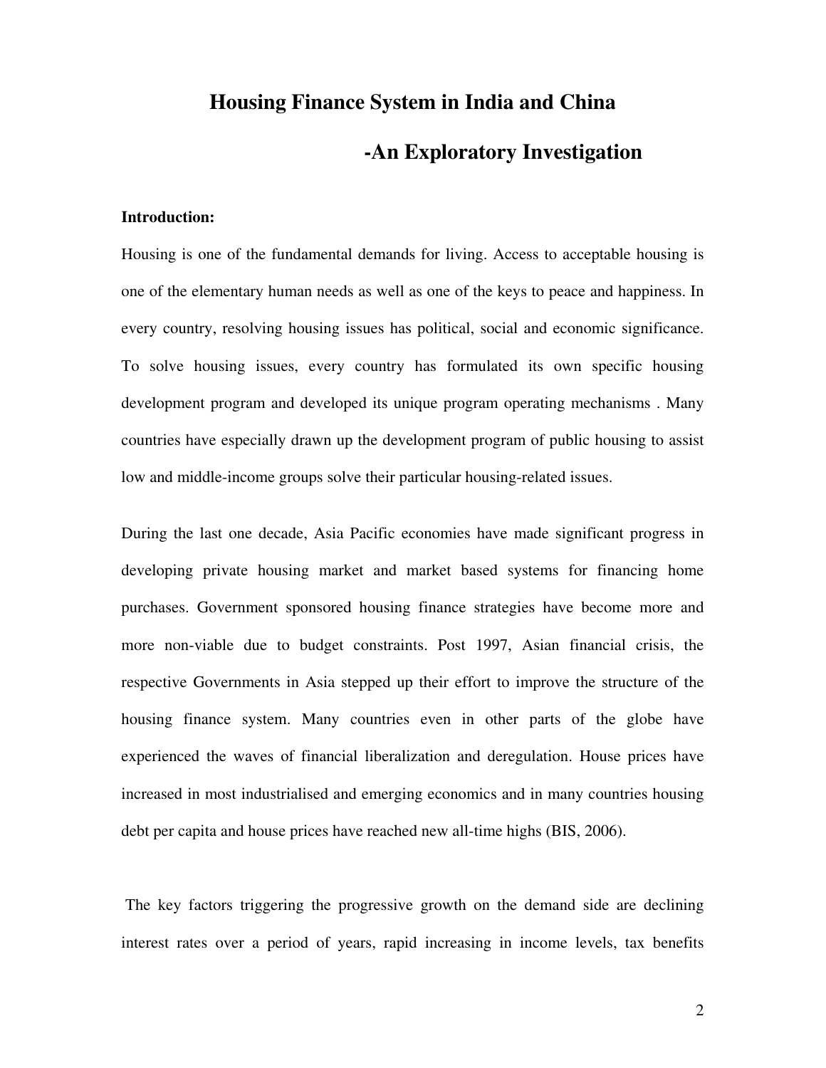# Housing Finance System in India and China

## -An Exploratory Investigation

**Introduction:**

Housing is one of the fundamental demands for living. Access to acceptable housing is one of the elementary human needs as well as one of the keys to peace and happiness. In every country, resolving housing issues has political, social and economic significance. To solve housing issues, every country has formulated its own specific housing development program and developed its unique program operating mechanisms . Many countries have especially drawn up the development program of public housing to assist low and middle-income groups solve their particular housing-related issues.

During the last one decade, Asia Pacific economies have made significant progress in developing private housing market and market based systems for financing home purchases. Government sponsored housing finance strategies have become more and more non-viable due to budget constraints. Post 1997, Asian financial crisis, the respective Governments in Asia stepped up their effort to improve the structure of the housing finance system. Many countries even in other parts of the globe have experienced the waves of financial liberalization and deregulation. House prices have increased in most industrialised and emerging economics and in many countries housing debt per capita and house prices have reached new all-time highs (BIS, 2006).

The key factors triggering the progressive growth on the demand side are declining interest rates over a period of years, rapid increasing in income levels, tax benefits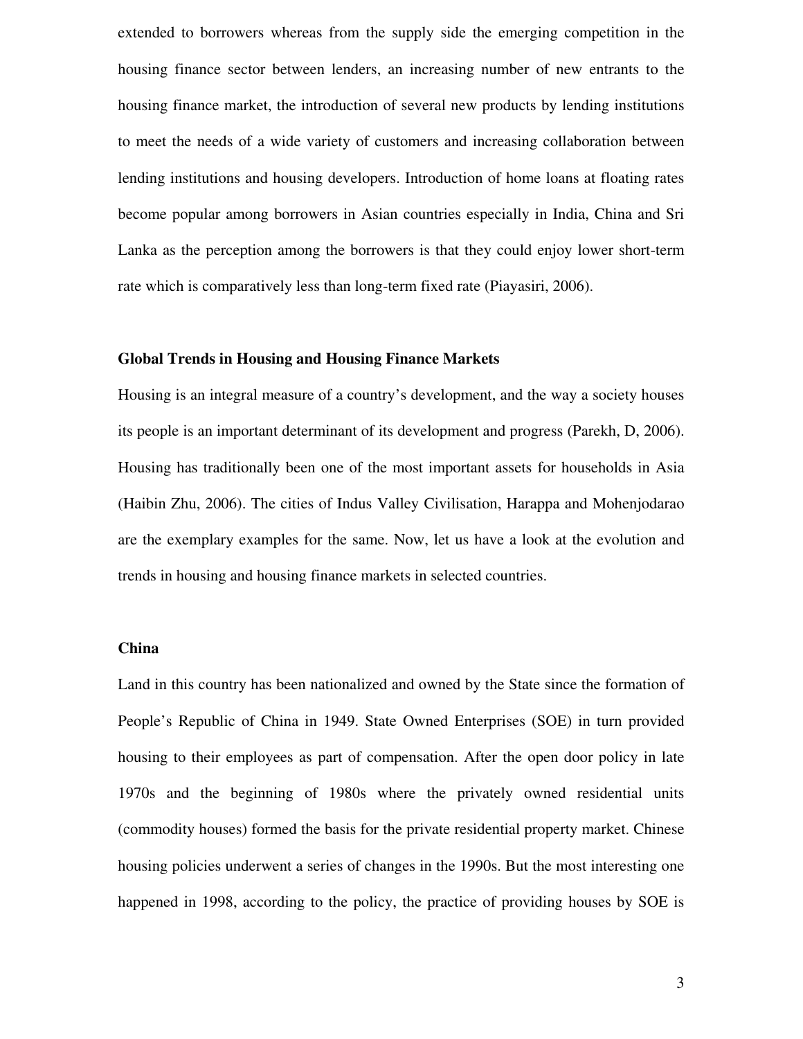extended to borrowers whereas from the supply side the emerging competition in the housing finance sector between lenders, an increasing number of new entrants to the housing finance market, the introduction of several new products by lending institutions to meet the needs of a wide variety of customers and increasing collaboration between lending institutions and housing developers. Introduction of home loans at floating rates become popular among borrowers in Asian countries especially in India, China and Sri Lanka as the perception among the borrowers is that they could enjoy lower short-term rate which is comparatively less than long-term fixed rate (Piayasiri, 2006).

### Global Trends in Housing and Housing Finance Markets

Housing is an integral measure of a country's development, and the way a society houses its people is an important determinant of its development and progress (Parekh, D, 2006). Housing has traditionally been one of the most important assets for households in Asia (Haibin Zhu, 2006). The cities of Indus Valley Civilisation, Harappa and Mohenjodarao are the exemplary examples for the same. Now, let us have a look at the evolution and trends in housing and housing finance markets in selected countries.

### China

Land in this country has been nationalized and owned by the State since the formation of People's Republic of China in 1949. State Owned Enterprises (SOE) in turn provided housing to their employees as part of compensation. After the open door policy in late 1970s and the beginning of 1980s where the privately owned residential units (commodity houses) formed the basis for the private residential property market. Chinese housing policies underwent a series of changes in the 1990s. But the most interesting one happened in 1998, according to the policy, the practice of providing houses by SOE is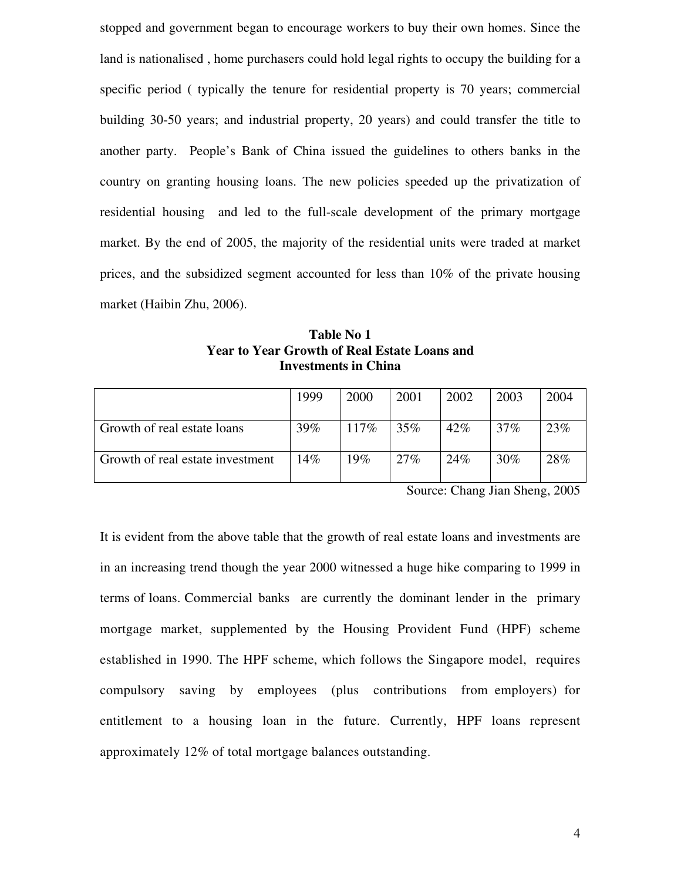stopped and government began to encourage workers to buy their own homes. Since the land is nationalised , home purchasers could hold legal rights to occupy the building for a specific period ( typically the tenure for residential property is 70 years; commercial building 30-50 years; and industrial property, 20 years) and could transfer the title to another party. People's Bank of China issued the guidelines to others banks in the country on granting housing loans. The new policies speeded up the privatization of residential housing and led to the full-scale development of the primary mortgage market. By the end of 2005, the majority of the residential units were traded at market prices, and the subsidized segment accounted for less than 10% of the private housing market (Haibin Zhu, 2006).

**Table No 1**
**Year to Year Growth of Real Estate Loans and Investments in China**

| | 1999 | 2000 | 2001 | 2002 | 2003 | 2004 |
|---|---|---|---|---|---|---|
| Growth of real estate loans | 39% | 117% | 35% | 42% | 37% | 23% |
| Growth of real estate investment | 14% | 19% | 27% | 24% | 30% | 28% |

Source: Chang Jian Sheng, 2005

It is evident from the above table that the growth of real estate loans and investments are in an increasing trend though the year 2000 witnessed a huge hike comparing to 1999 in terms of loans. Commercial banks are currently the dominant lender in the primary mortgage market, supplemented by the Housing Provident Fund (HPF) scheme established in 1990. The HPF scheme, which follows the Singapore model, requires compulsory saving by employees (plus contributions from employers) for entitlement to a housing loan in the future. Currently, HPF loans represent approximately 12% of total mortgage balances outstanding.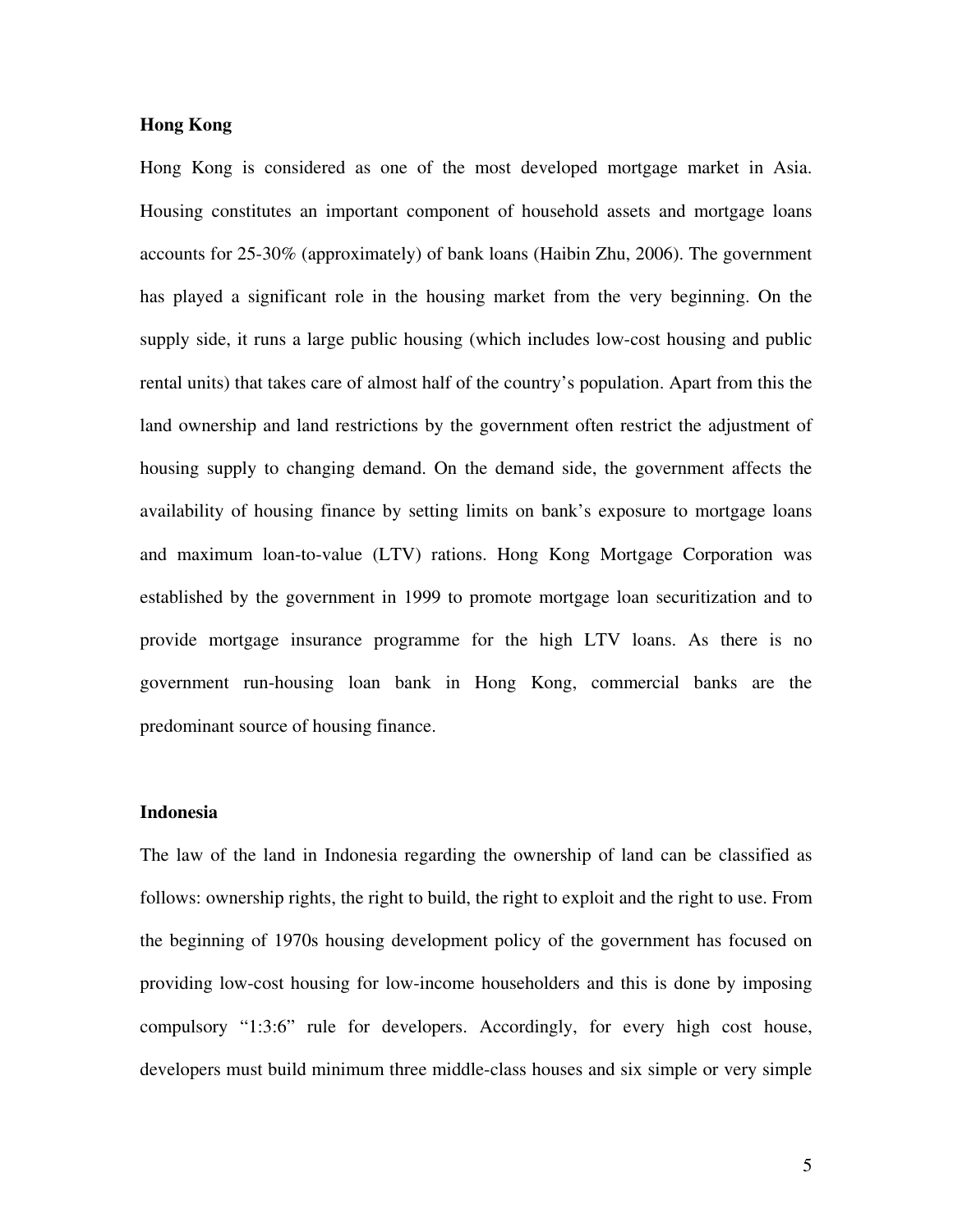**Hong Kong**

Hong Kong is considered as one of the most developed mortgage market in Asia. Housing constitutes an important component of household assets and mortgage loans accounts for 25-30% (approximately) of bank loans (Haibin Zhu, 2006). The government has played a significant role in the housing market from the very beginning. On the supply side, it runs a large public housing (which includes low-cost housing and public rental units) that takes care of almost half of the country's population. Apart from this the land ownership and land restrictions by the government often restrict the adjustment of housing supply to changing demand. On the demand side, the government affects the availability of housing finance by setting limits on bank's exposure to mortgage loans and maximum loan-to-value (LTV) rations. Hong Kong Mortgage Corporation was established by the government in 1999 to promote mortgage loan securitization and to provide mortgage insurance programme for the high LTV loans. As there is no government run-housing loan bank in Hong Kong, commercial banks are the predominant source of housing finance.

**Indonesia**

The law of the land in Indonesia regarding the ownership of land can be classified as follows: ownership rights, the right to build, the right to exploit and the right to use. From the beginning of 1970s housing development policy of the government has focused on providing low-cost housing for low-income householders and this is done by imposing compulsory "1:3:6" rule for developers. Accordingly, for every high cost house, developers must build minimum three middle-class houses and six simple or very simple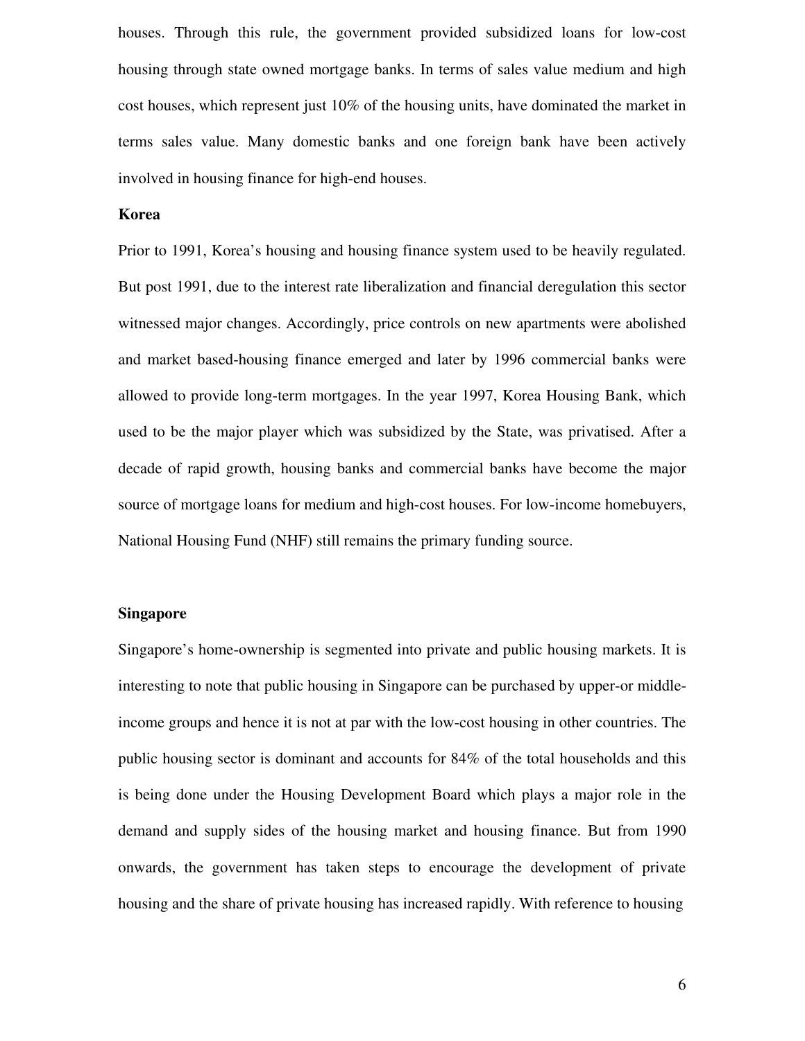houses. Through this rule, the government provided subsidized loans for low-cost housing through state owned mortgage banks. In terms of sales value medium and high cost houses, which represent just 10% of the housing units, have dominated the market in terms sales value. Many domestic banks and one foreign bank have been actively involved in housing finance for high-end houses.

### Korea

Prior to 1991, Korea's housing and housing finance system used to be heavily regulated. But post 1991, due to the interest rate liberalization and financial deregulation this sector witnessed major changes. Accordingly, price controls on new apartments were abolished and market based-housing finance emerged and later by 1996 commercial banks were allowed to provide long-term mortgages. In the year 1997, Korea Housing Bank, which used to be the major player which was subsidized by the State, was privatised. After a decade of rapid growth, housing banks and commercial banks have become the major source of mortgage loans for medium and high-cost houses. For low-income homebuyers, National Housing Fund (NHF) still remains the primary funding source.

### Singapore

Singapore's home-ownership is segmented into private and public housing markets. It is interesting to note that public housing in Singapore can be purchased by upper-or middle-income groups and hence it is not at par with the low-cost housing in other countries. The public housing sector is dominant and accounts for 84% of the total households and this is being done under the Housing Development Board which plays a major role in the demand and supply sides of the housing market and housing finance. But from 1990 onwards, the government has taken steps to encourage the development of private housing and the share of private housing has increased rapidly. With reference to housing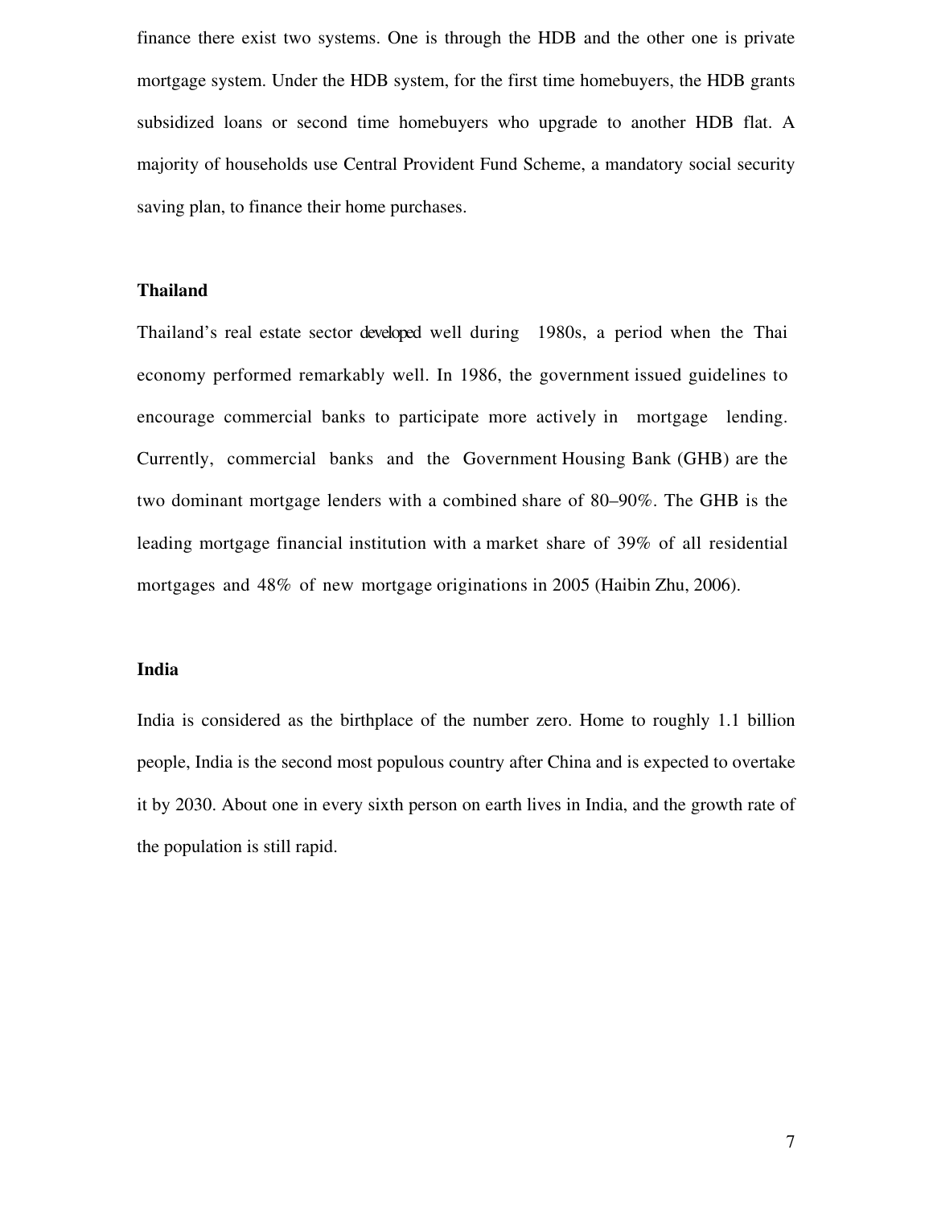finance there exist two systems. One is through the HDB and the other one is private mortgage system. Under the HDB system, for the first time homebuyers, the HDB grants subsidized loans or second time homebuyers who upgrade to another HDB flat. A majority of households use Central Provident Fund Scheme, a mandatory social security saving plan, to finance their home purchases.

### Thailand

Thailand's real estate sector developed well during 1980s, a period when the Thai economy performed remarkably well. In 1986, the government issued guidelines to encourage commercial banks to participate more actively in mortgage lending. Currently, commercial banks and the Government Housing Bank (GHB) are the two dominant mortgage lenders with a combined share of 80–90%. The GHB is the leading mortgage financial institution with a market share of 39% of all residential mortgages and 48% of new mortgage originations in 2005 (Haibin Zhu, 2006).

### India

India is considered as the birthplace of the number zero. Home to roughly 1.1 billion people, India is the second most populous country after China and is expected to overtake it by 2030. About one in every sixth person on earth lives in India, and the growth rate of the population is still rapid.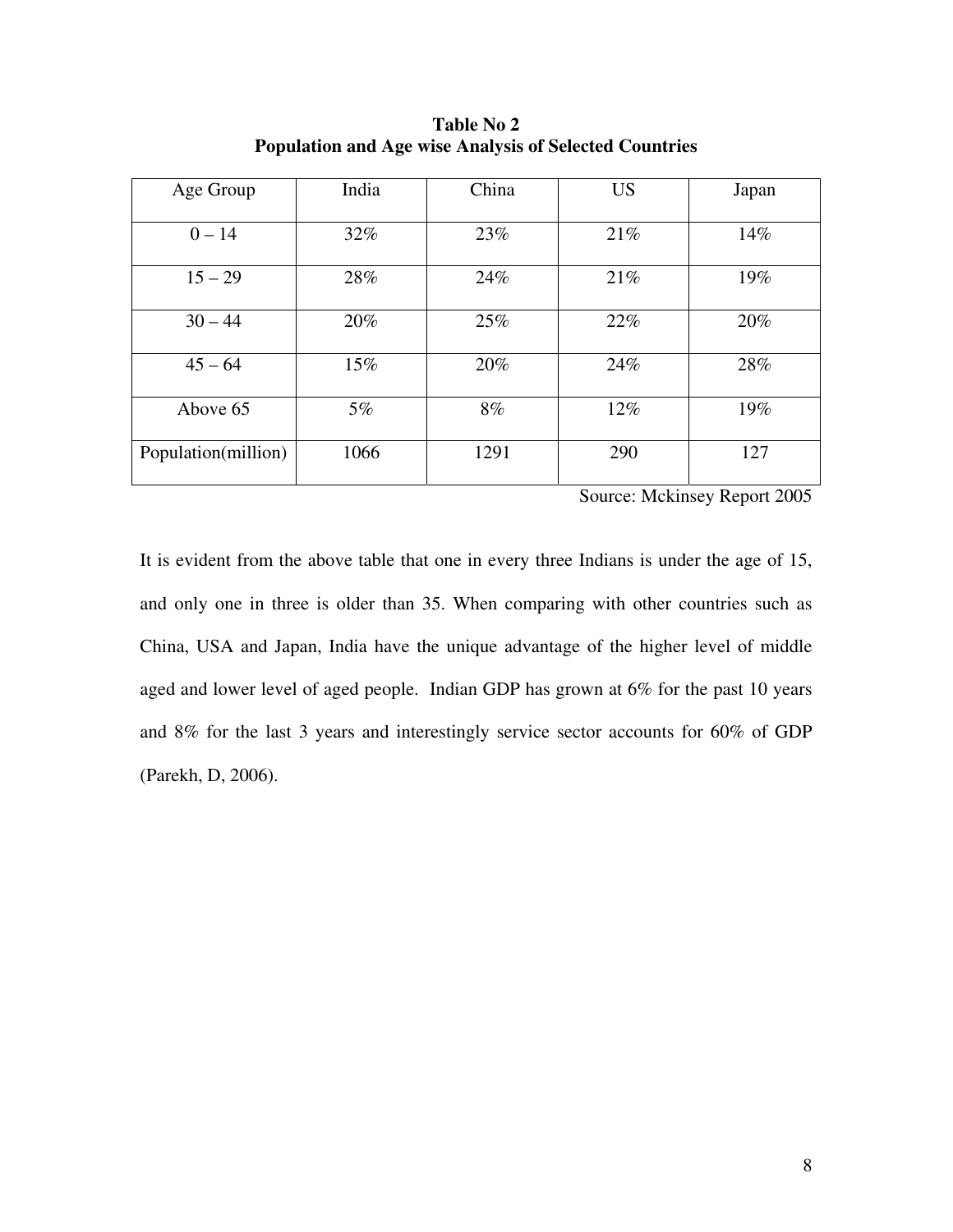**Table No 2**
**Population and Age wise Analysis of Selected Countries**

| Age Group | India | China | US | Japan |
|---|---|---|---|---|
| 0 – 14 | 32% | 23% | 21% | 14% |
| 15 – 29 | 28% | 24% | 21% | 19% |
| 30 – 44 | 20% | 25% | 22% | 20% |
| 45 – 64 | 15% | 20% | 24% | 28% |
| Above 65 | 5% | 8% | 12% | 19% |
| Population(million) | 1066 | 1291 | 290 | 127 |

Source: Mckinsey Report 2005

It is evident from the above table that one in every three Indians is under the age of 15, and only one in three is older than 35. When comparing with other countries such as China, USA and Japan, India have the unique advantage of the higher level of middle aged and lower level of aged people. Indian GDP has grown at 6% for the past 10 years and 8% for the last 3 years and interestingly service sector accounts for 60% of GDP (Parekh, D, 2006).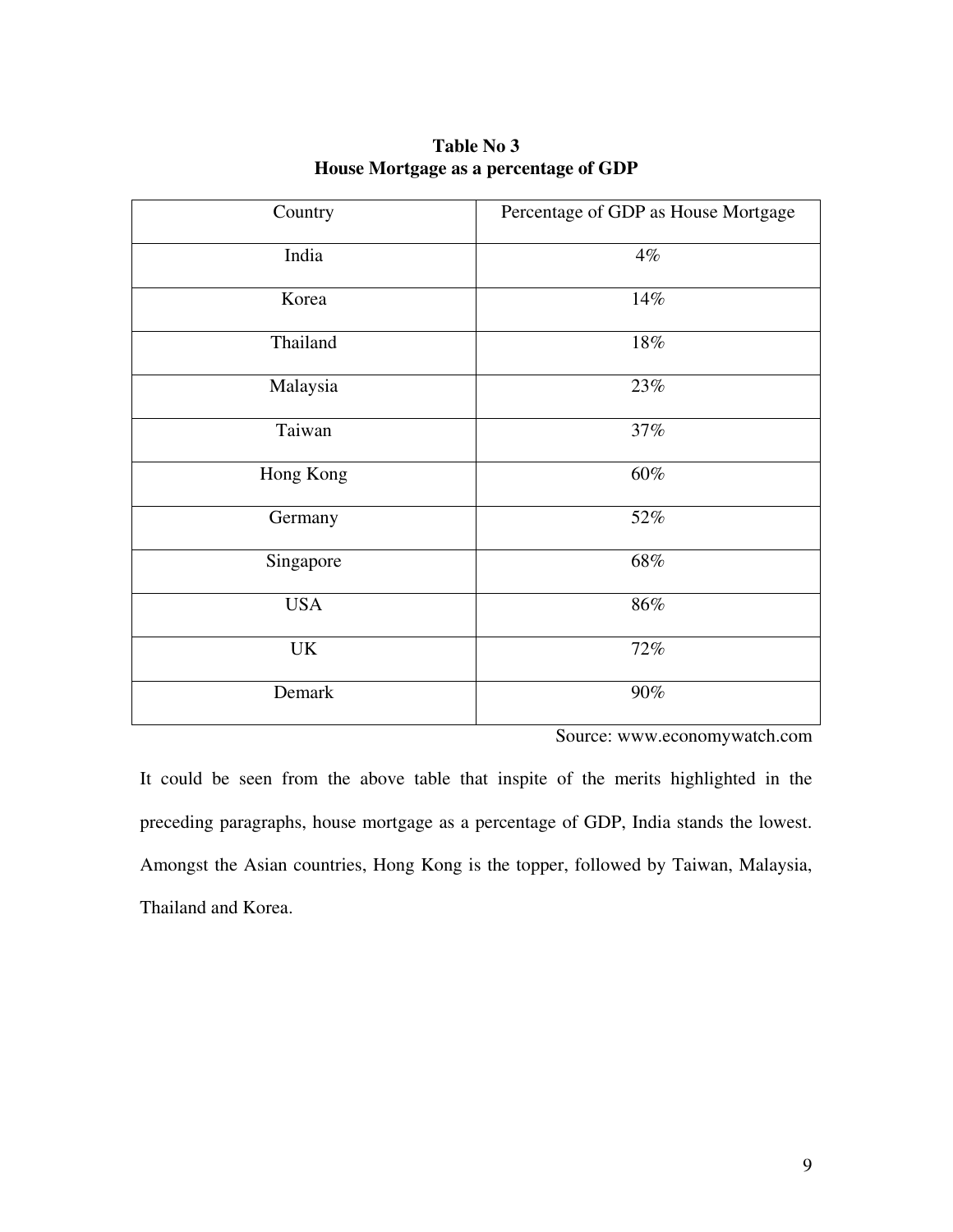**Table No 3**
**House Mortgage as a percentage of GDP**

| Country | Percentage of GDP as House Mortgage |
|---|---|
| India | 4% |
| Korea | 14% |
| Thailand | 18% |
| Malaysia | 23% |
| Taiwan | 37% |
| Hong Kong | 60% |
| Germany | 52% |
| Singapore | 68% |
| USA | 86% |
| UK | 72% |
| Demark | 90% |

Source: www.economywatch.com

It could be seen from the above table that inspite of the merits highlighted in the preceding paragraphs, house mortgage as a percentage of GDP, India stands the lowest. Amongst the Asian countries, Hong Kong is the topper, followed by Taiwan, Malaysia, Thailand and Korea.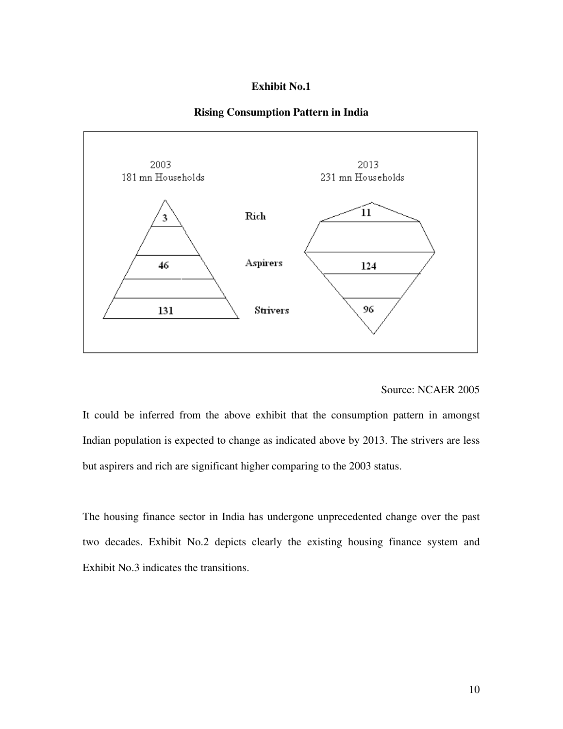**Exhibit No.1**

**Rising Consumption Pattern in India**

| | 2003 (181 mn Households) | 2013 (231 mn Households) |
|---|---|---|
| Rich | 3 | 11 |
| Aspirers | 46 | 124 |
| Strivers | 131 | 96 |

Source: NCAER 2005

It could be inferred from the above exhibit that the consumption pattern in amongst Indian population is expected to change as indicated above by 2013. The strivers are less but aspirers and rich are significant higher comparing to the 2003 status.

The housing finance sector in India has undergone unprecedented change over the past two decades. Exhibit No.2 depicts clearly the existing housing finance system and Exhibit No.3 indicates the transitions.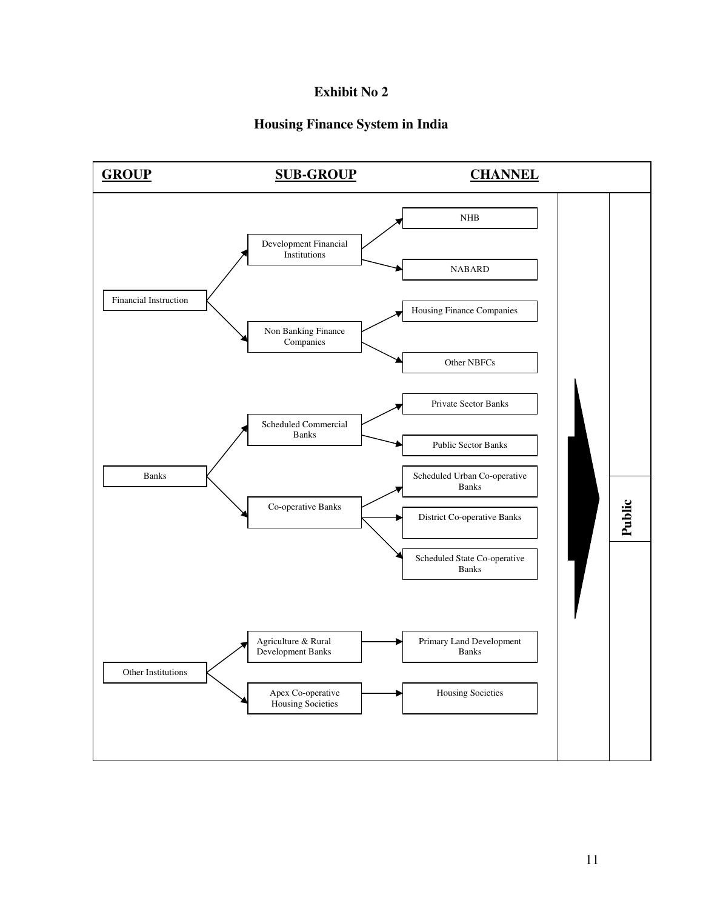**Exhibit No 2**

**Housing Finance System in India**

| GROUP | SUB-GROUP | CHANNEL |
|---|---|---|
| Financial Instruction | Development Financial Institutions | NHB |
| | | NABARD |
| | Non Banking Finance Companies | Housing Finance Companies |
| | | Other NBFCs |
| Banks | Scheduled Commercial Banks | Private Sector Banks |
| | | Public Sector Banks |
| | Co-operative Banks | Scheduled Urban Co-operative Banks |
| | | District Co-operative Banks |
| | | Scheduled State Co-operative Banks |
| Other Institutions | Agriculture & Rural Development Banks | Primary Land Development Banks |
| | Apex Co-operative Housing Societies | Housing Societies |

→ **Public**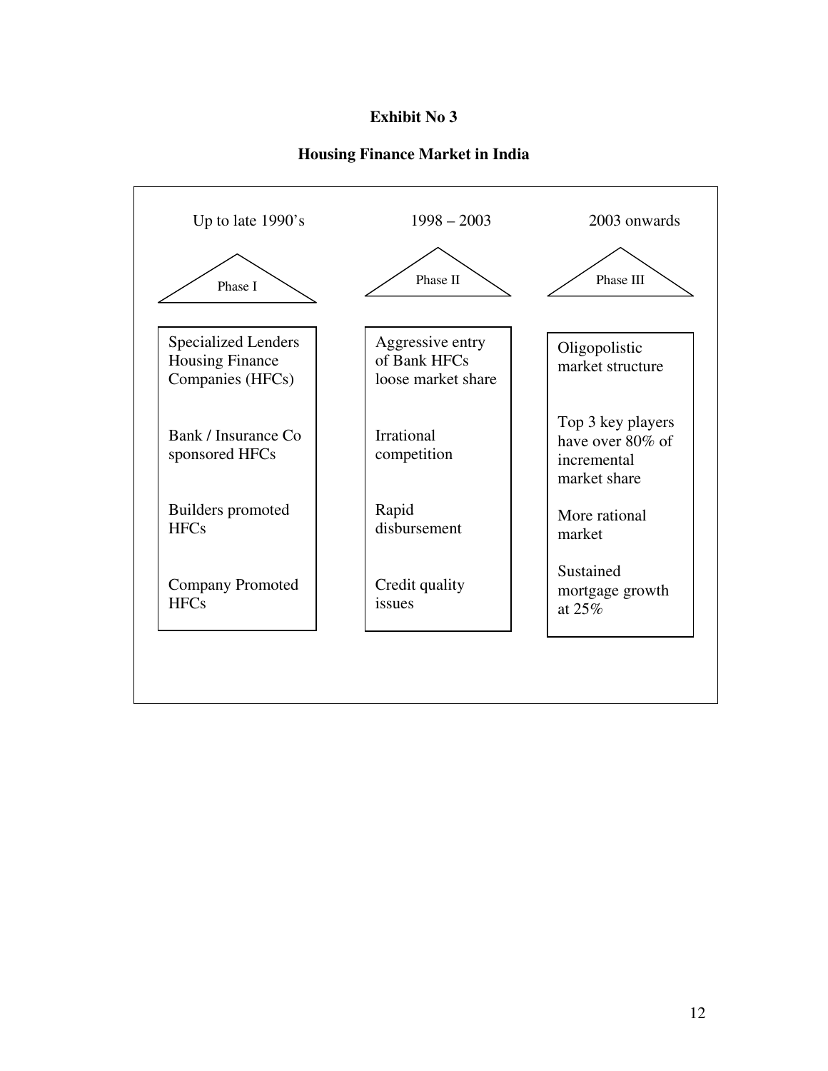**Exhibit No 3**

**Housing Finance Market in India**

| Up to late 1990's | 1998 – 2003 | 2003 onwards |
| --- | --- | --- |
| Phase I | Phase II | Phase III |
| Specialized Lenders Housing Finance Companies (HFCs) | Aggressive entry of Bank HFCs loose market share | Oligopolistic market structure |
| Bank / Insurance Co sponsored HFCs | Irrational competition | Top 3 key players have over 80% of incremental market share |
| Builders promoted HFCs | Rapid disbursement | More rational market |
| Company Promoted HFCs | Credit quality issues | Sustained mortgage growth at 25% |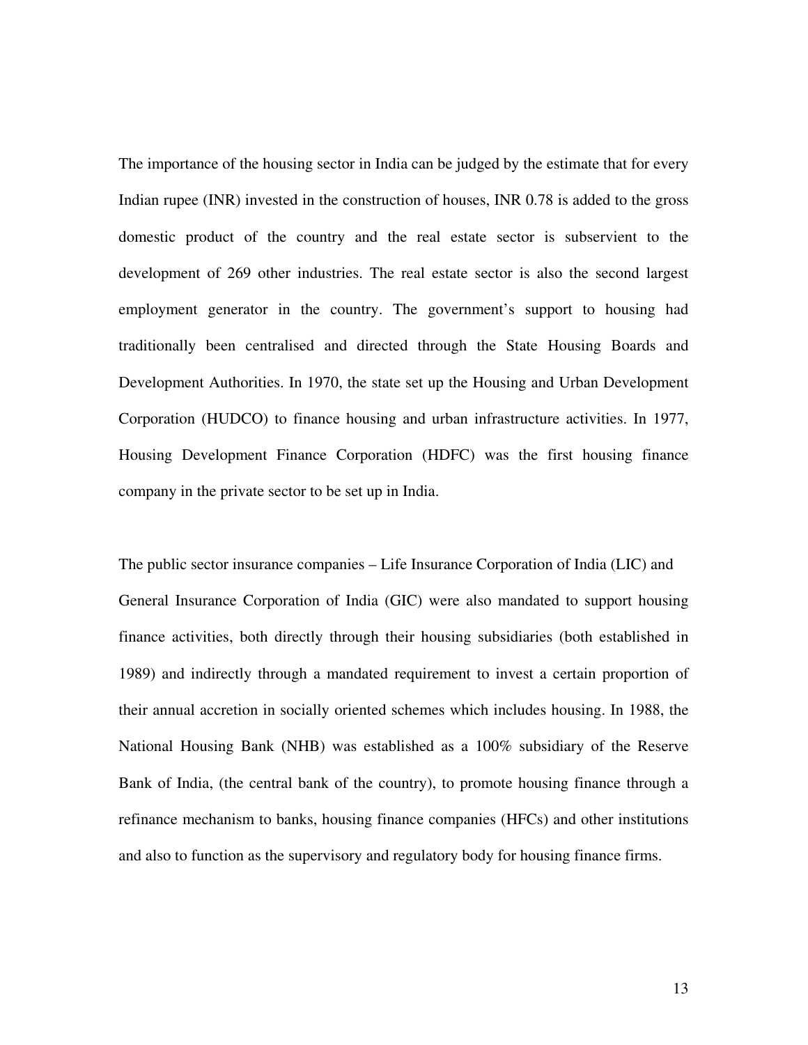The importance of the housing sector in India can be judged by the estimate that for every Indian rupee (INR) invested in the construction of houses, INR 0.78 is added to the gross domestic product of the country and the real estate sector is subservient to the development of 269 other industries. The real estate sector is also the second largest employment generator in the country. The government's support to housing had traditionally been centralised and directed through the State Housing Boards and Development Authorities. In 1970, the state set up the Housing and Urban Development Corporation (HUDCO) to finance housing and urban infrastructure activities. In 1977, Housing Development Finance Corporation (HDFC) was the first housing finance company in the private sector to be set up in India.

The public sector insurance companies – Life Insurance Corporation of India (LIC) and General Insurance Corporation of India (GIC) were also mandated to support housing finance activities, both directly through their housing subsidiaries (both established in 1989) and indirectly through a mandated requirement to invest a certain proportion of their annual accretion in socially oriented schemes which includes housing. In 1988, the National Housing Bank (NHB) was established as a 100% subsidiary of the Reserve Bank of India, (the central bank of the country), to promote housing finance through a refinance mechanism to banks, housing finance companies (HFCs) and other institutions and also to function as the supervisory and regulatory body for housing finance firms.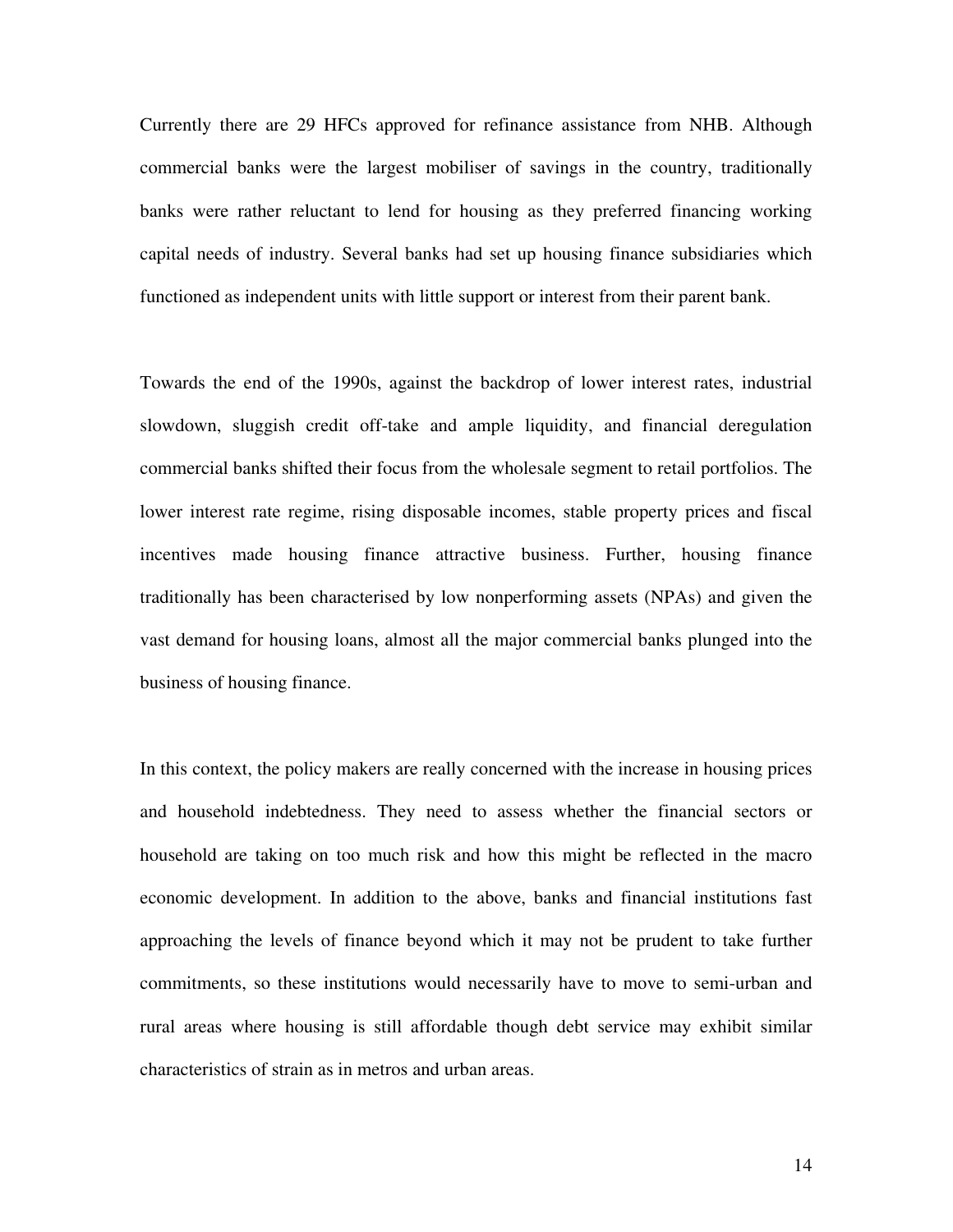Currently there are 29 HFCs approved for refinance assistance from NHB. Although commercial banks were the largest mobiliser of savings in the country, traditionally banks were rather reluctant to lend for housing as they preferred financing working capital needs of industry. Several banks had set up housing finance subsidiaries which functioned as independent units with little support or interest from their parent bank.

Towards the end of the 1990s, against the backdrop of lower interest rates, industrial slowdown, sluggish credit off-take and ample liquidity, and financial deregulation commercial banks shifted their focus from the wholesale segment to retail portfolios. The lower interest rate regime, rising disposable incomes, stable property prices and fiscal incentives made housing finance attractive business. Further, housing finance traditionally has been characterised by low nonperforming assets (NPAs) and given the vast demand for housing loans, almost all the major commercial banks plunged into the business of housing finance.

In this context, the policy makers are really concerned with the increase in housing prices and household indebtedness. They need to assess whether the financial sectors or household are taking on too much risk and how this might be reflected in the macro economic development. In addition to the above, banks and financial institutions fast approaching the levels of finance beyond which it may not be prudent to take further commitments, so these institutions would necessarily have to move to semi-urban and rural areas where housing is still affordable though debt service may exhibit similar characteristics of strain as in metros and urban areas.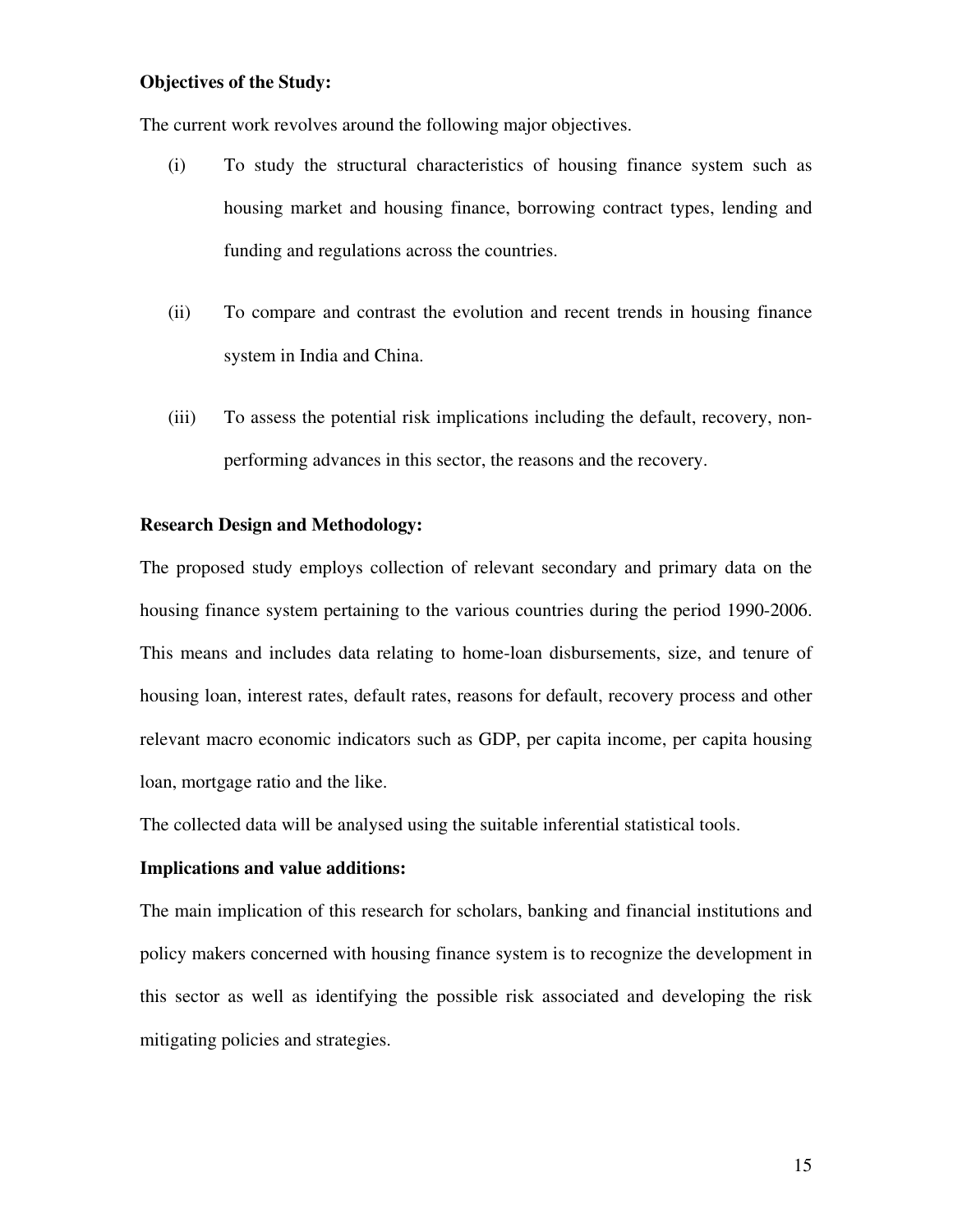**Objectives of the Study:**

The current work revolves around the following major objectives.

(i) To study the structural characteristics of housing finance system such as housing market and housing finance, borrowing contract types, lending and funding and regulations across the countries.

(ii) To compare and contrast the evolution and recent trends in housing finance system in India and China.

(iii) To assess the potential risk implications including the default, recovery, non-performing advances in this sector, the reasons and the recovery.

**Research Design and Methodology:**

The proposed study employs collection of relevant secondary and primary data on the housing finance system pertaining to the various countries during the period 1990-2006. This means and includes data relating to home-loan disbursements, size, and tenure of housing loan, interest rates, default rates, reasons for default, recovery process and other relevant macro economic indicators such as GDP, per capita income, per capita housing loan, mortgage ratio and the like.

The collected data will be analysed using the suitable inferential statistical tools.

**Implications and value additions:**

The main implication of this research for scholars, banking and financial institutions and policy makers concerned with housing finance system is to recognize the development in this sector as well as identifying the possible risk associated and developing the risk mitigating policies and strategies.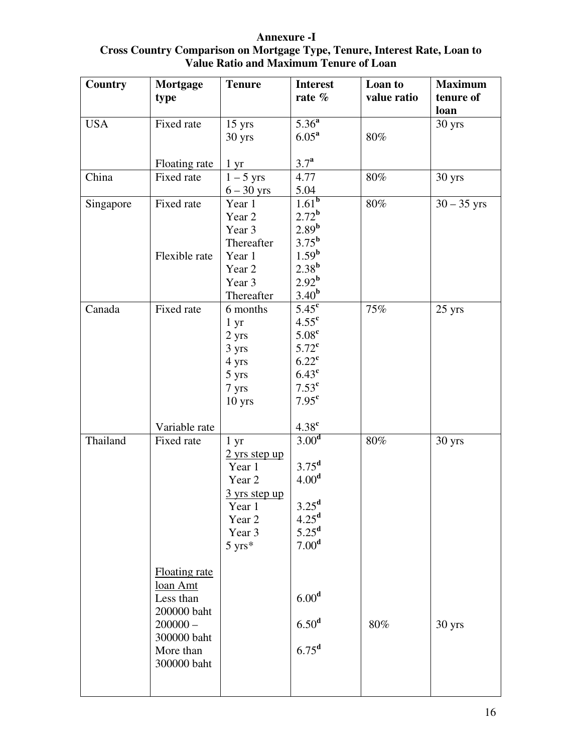**Annexure -I**

**Cross Country Comparison on Mortgage Type, Tenure, Interest Rate, Loan to Value Ratio and Maximum Tenure of Loan**

| Country | Mortgage type | Tenure | Interest rate % | Loan to value ratio | Maximum tenure of loan |
|---|---|---|---|---|---|
| USA | Fixed rate | 15 yrs | 5.36[a] | | 30 yrs |
| | | 30 yrs | 6.05[a] | 80% | |
| | Floating rate | 1 yr | 3.7[a] | | |
| China | Fixed rate | 1 – 5 yrs | 4.77 | 80% | 30 yrs |
| | | 6 – 30 yrs | 5.04 | | |
| Singapore | Fixed rate | Year 1 | 1.61[b] | 80% | 30 – 35 yrs |
| | | Year 2 | 2.72[b] | | |
| | | Year 3 | 2.89[b] | | |
| | | Thereafter | 3.75[b] | | |
| | Flexible rate | Year 1 | 1.59[b] | | |
| | | Year 2 | 2.38[b] | | |
| | | Year 3 | 2.92[b] | | |
| | | Thereafter | 3.40[b] | | |
| Canada | Fixed rate | 6 months | 5.45[c] | 75% | 25 yrs |
| | | 1 yr | 4.55[c] | | |
| | | 2 yrs | 5.08[c] | | |
| | | 3 yrs | 5.72[c] | | |
| | | 4 yrs | 6.22[c] | | |
| | | 5 yrs | 6.43[c] | | |
| | | 7 yrs | 7.53[c] | | |
| | | 10 yrs | 7.95[c] | | |
| | Variable rate | | 4.38[c] | | |
| Thailand | Fixed rate | 1 yr | 3.00[d] | 80% | 30 yrs |
| | | 2 yrs step up | | | |
| | | Year 1 | 3.75[d] | | |
| | | Year 2 | 4.00[d] | | |
| | | 3 yrs step up | | | |
| | | Year 1 | 3.25[d] | | |
| | | Year 2 | 4.25[d] | | |
| | | Year 3 | 5.25[d] | | |
| | | 5 yrs* | 7.00[d] | | |
| | Floating rate loan Amt | | | | |
| | Less than 200000 baht | | 6.00[d] | | |
| | 200000 – 300000 baht | | 6.50[d] | 80% | 30 yrs |
| | More than 300000 baht | | 6.75[d] | | |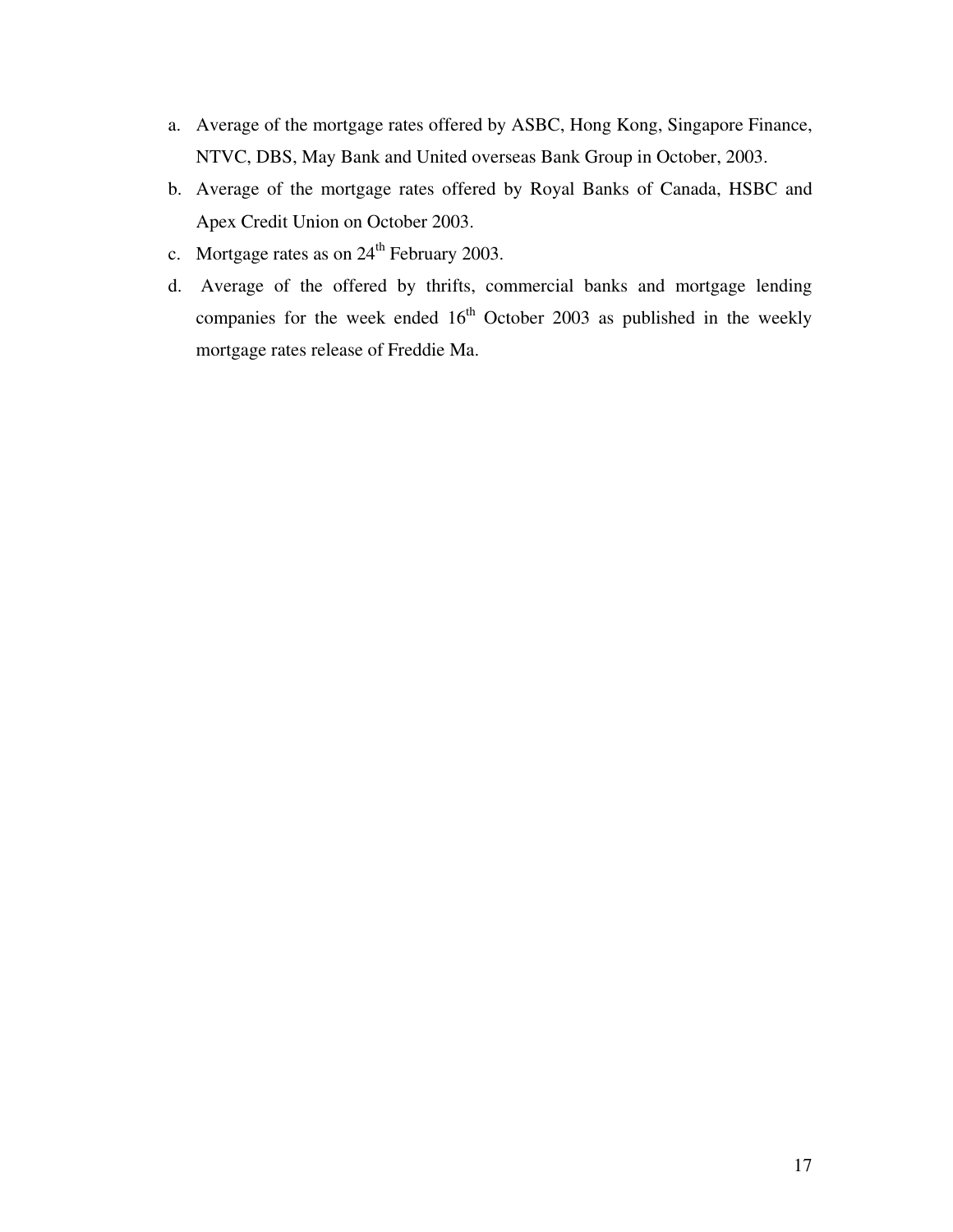a. Average of the mortgage rates offered by ASBC, Hong Kong, Singapore Finance, NTVC, DBS, May Bank and United overseas Bank Group in October, 2003.
b. Average of the mortgage rates offered by Royal Banks of Canada, HSBC and Apex Credit Union on October 2003.
c. Mortgage rates as on 24th February 2003.
d. Average of the offered by thrifts, commercial banks and mortgage lending companies for the week ended 16th October 2003 as published in the weekly mortgage rates release of Freddie Ma.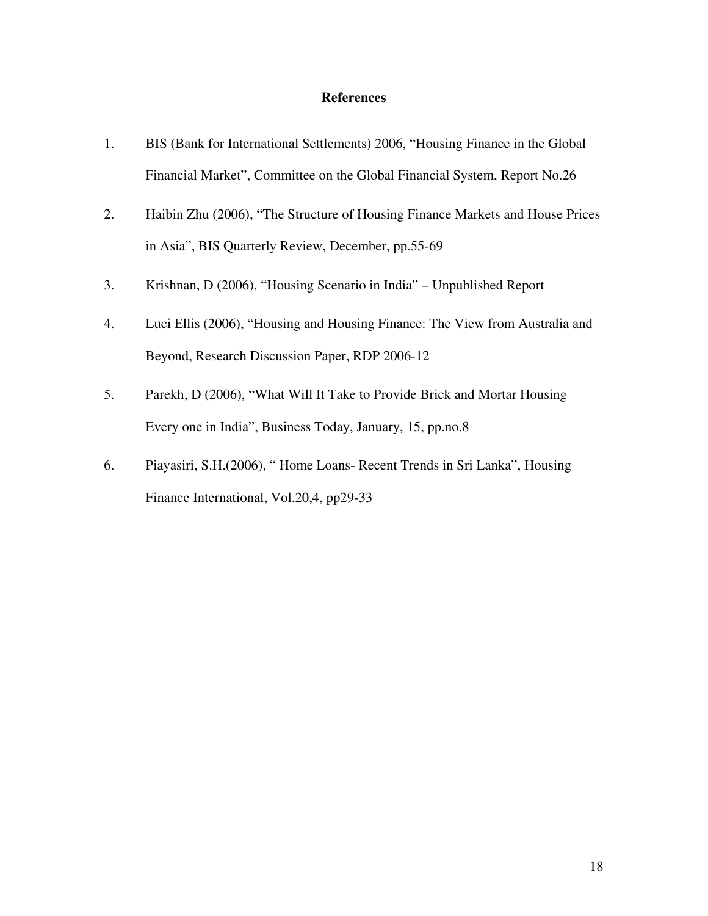## References

1. BIS (Bank for International Settlements) 2006, "Housing Finance in the Global Financial Market", Committee on the Global Financial System, Report No.26
2. Haibin Zhu (2006), "The Structure of Housing Finance Markets and House Prices in Asia", BIS Quarterly Review, December, pp.55-69
3. Krishnan, D (2006), "Housing Scenario in India" – Unpublished Report
4. Luci Ellis (2006), "Housing and Housing Finance: The View from Australia and Beyond, Research Discussion Paper, RDP 2006-12
5. Parekh, D (2006), "What Will It Take to Provide Brick and Mortar Housing Every one in India", Business Today, January, 15, pp.no.8
6. Piayasiri, S.H.(2006), " Home Loans- Recent Trends in Sri Lanka", Housing Finance International, Vol.20,4, pp29-33